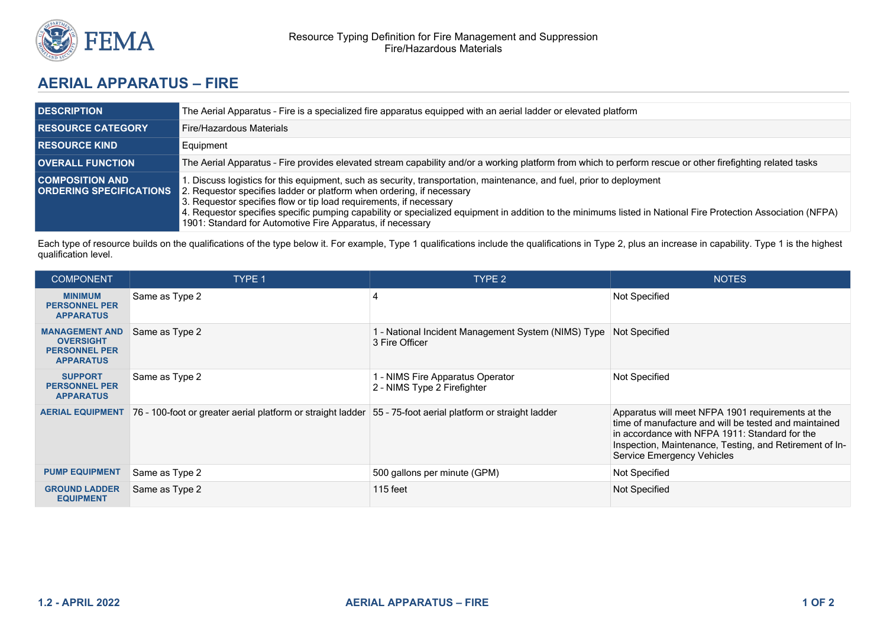# AERIAL APPARATUS – FIRE

| | |
|---|---|
| **DESCRIPTION** | The Aerial Apparatus - Fire is a specialized fire apparatus equipped with an aerial ladder or elevated platform |
| **RESOURCE CATEGORY** | Fire/Hazardous Materials |
| **RESOURCE KIND** | Equipment |
| **OVERALL FUNCTION** | The Aerial Apparatus - Fire provides elevated stream capability and/or a working platform from which to perform rescue or other firefighting related tasks |
| **COMPOSITION AND ORDERING SPECIFICATIONS** | 1. Discuss logistics for this equipment, such as security, transportation, maintenance, and fuel, prior to deployment<br>2. Requestor specifies ladder or platform when ordering, if necessary<br>3. Requestor specifies flow or tip load requirements, if necessary<br>4. Requestor specifies specific pumping capability or specialized equipment in addition to the minimums listed in National Fire Protection Association (NFPA) 1901: Standard for Automotive Fire Apparatus, if necessary |

Each type of resource builds on the qualifications of the type below it. For example, Type 1 qualifications include the qualifications in Type 2, plus an increase in capability. Type 1 is the highest qualification level.

| COMPONENT | TYPE 1 | TYPE 2 | NOTES |
|---|---|---|---|
| **MINIMUM PERSONNEL PER APPARATUS** | Same as Type 2 | 4 | Not Specified |
| **MANAGEMENT AND OVERSIGHT PERSONNEL PER APPARATUS** | Same as Type 2 | 1 - National Incident Management System (NIMS) Type 3 Fire Officer | Not Specified |
| **SUPPORT PERSONNEL PER APPARATUS** | Same as Type 2 | 1 - NIMS Fire Apparatus Operator<br>2 - NIMS Type 2 Firefighter | Not Specified |
| **AERIAL EQUIPMENT** | 76 - 100-foot or greater aerial platform or straight ladder | 55 - 75-foot aerial platform or straight ladder | Apparatus will meet NFPA 1901 requirements at the time of manufacture and will be tested and maintained in accordance with NFPA 1911: Standard for the Inspection, Maintenance, Testing, and Retirement of In-Service Emergency Vehicles |
| **PUMP EQUIPMENT** | Same as Type 2 | 500 gallons per minute (GPM) | Not Specified |
| **GROUND LADDER EQUIPMENT** | Same as Type 2 | 115 feet | Not Specified |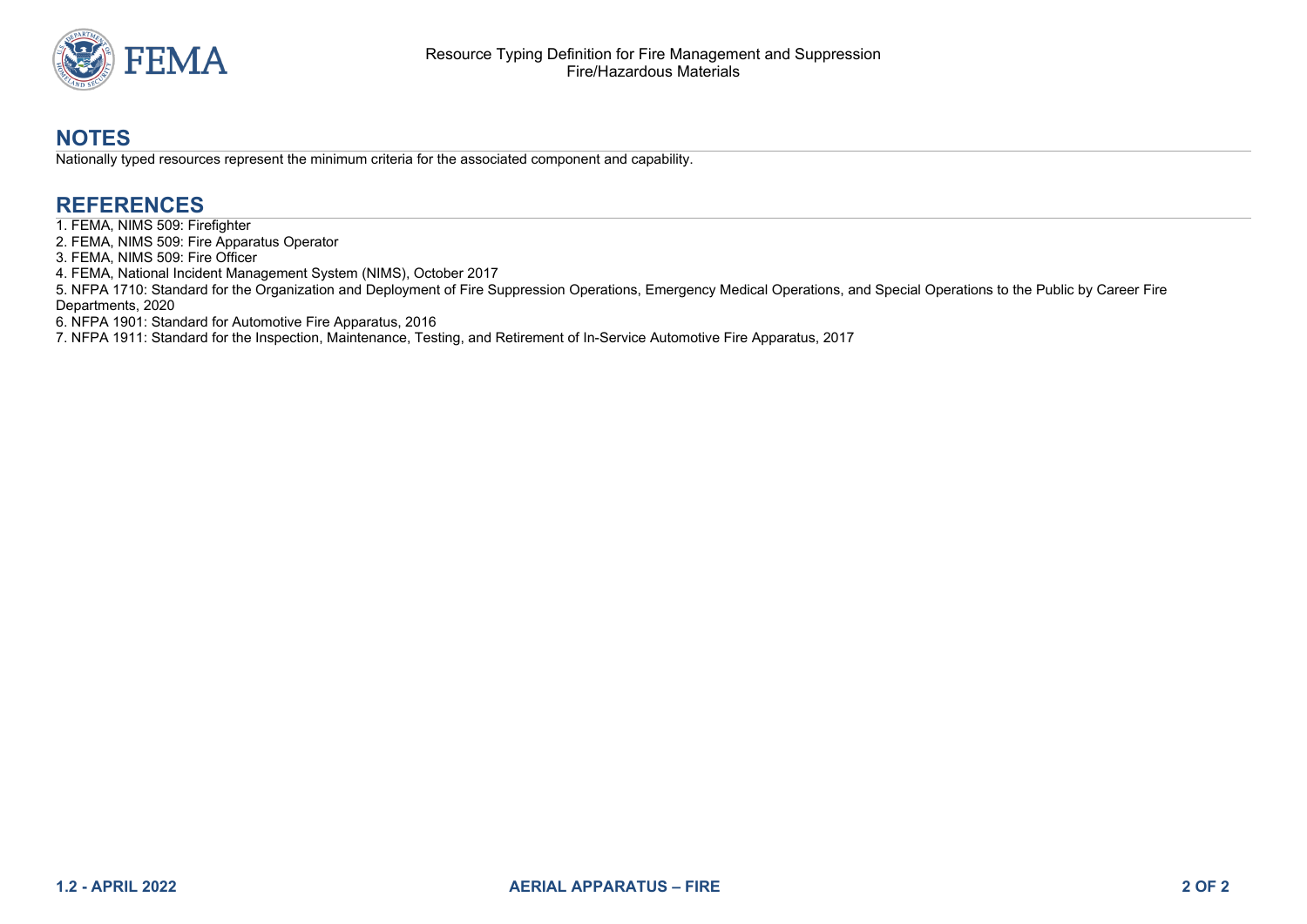## NOTES

Nationally typed resources represent the minimum criteria for the associated component and capability.

## REFERENCES

1. FEMA, NIMS 509: Firefighter
2. FEMA, NIMS 509: Fire Apparatus Operator
3. FEMA, NIMS 509: Fire Officer
4. FEMA, National Incident Management System (NIMS), October 2017
5. NFPA 1710: Standard for the Organization and Deployment of Fire Suppression Operations, Emergency Medical Operations, and Special Operations to the Public by Career Fire Departments, 2020
6. NFPA 1901: Standard for Automotive Fire Apparatus, 2016
7. NFPA 1911: Standard for the Inspection, Maintenance, Testing, and Retirement of In-Service Automotive Fire Apparatus, 2017